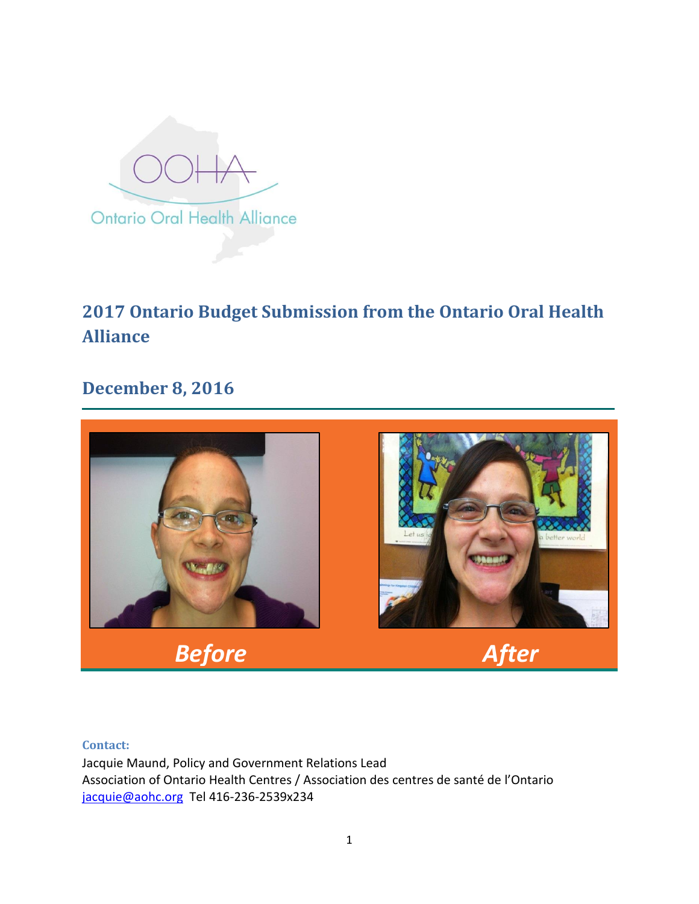Ontario Oral Health Alliance

# 2017 Ontario Budget Submission from the Ontario Oral Health Alliance

## December 8, 2016

*Before* *After*

**Contact:**
Jacquie Maund, Policy and Government Relations Lead
Association of Ontario Health Centres / Association des centres de santé de l'Ontario
jacquie@aohc.org Tel 416-236-2539x234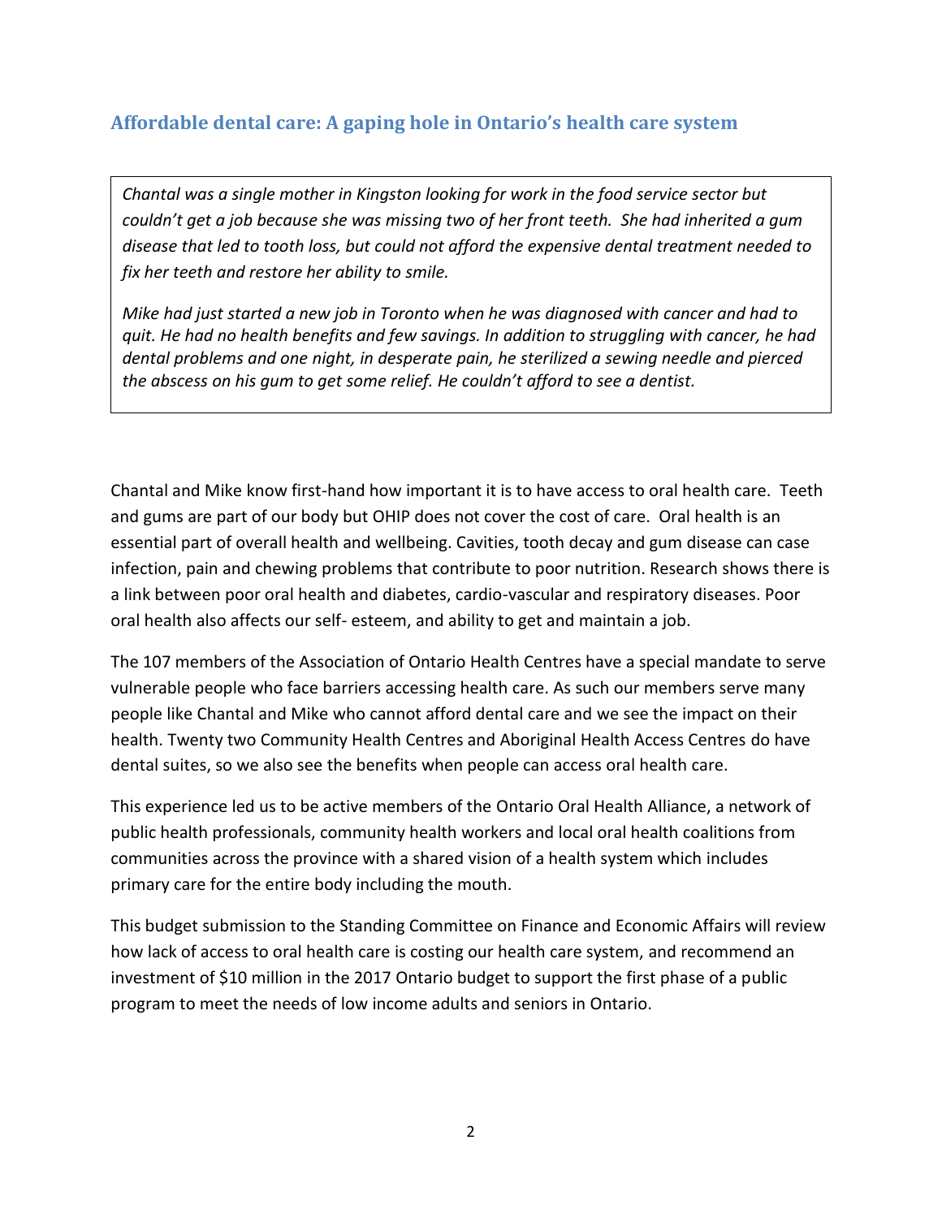## Affordable dental care: A gaping hole in Ontario's health care system

> *Chantal was a single mother in Kingston looking for work in the food service sector but couldn't get a job because she was missing two of her front teeth. She had inherited a gum disease that led to tooth loss, but could not afford the expensive dental treatment needed to fix her teeth and restore her ability to smile.*
>
> *Mike had just started a new job in Toronto when he was diagnosed with cancer and had to quit. He had no health benefits and few savings. In addition to struggling with cancer, he had dental problems and one night, in desperate pain, he sterilized a sewing needle and pierced the abscess on his gum to get some relief. He couldn't afford to see a dentist.*

Chantal and Mike know first-hand how important it is to have access to oral health care. Teeth and gums are part of our body but OHIP does not cover the cost of care. Oral health is an essential part of overall health and wellbeing. Cavities, tooth decay and gum disease can case infection, pain and chewing problems that contribute to poor nutrition. Research shows there is a link between poor oral health and diabetes, cardio-vascular and respiratory diseases. Poor oral health also affects our self- esteem, and ability to get and maintain a job.

The 107 members of the Association of Ontario Health Centres have a special mandate to serve vulnerable people who face barriers accessing health care. As such our members serve many people like Chantal and Mike who cannot afford dental care and we see the impact on their health. Twenty two Community Health Centres and Aboriginal Health Access Centres do have dental suites, so we also see the benefits when people can access oral health care.

This experience led us to be active members of the Ontario Oral Health Alliance, a network of public health professionals, community health workers and local oral health coalitions from communities across the province with a shared vision of a health system which includes primary care for the entire body including the mouth.

This budget submission to the Standing Committee on Finance and Economic Affairs will review how lack of access to oral health care is costing our health care system, and recommend an investment of $10 million in the 2017 Ontario budget to support the first phase of a public program to meet the needs of low income adults and seniors in Ontario.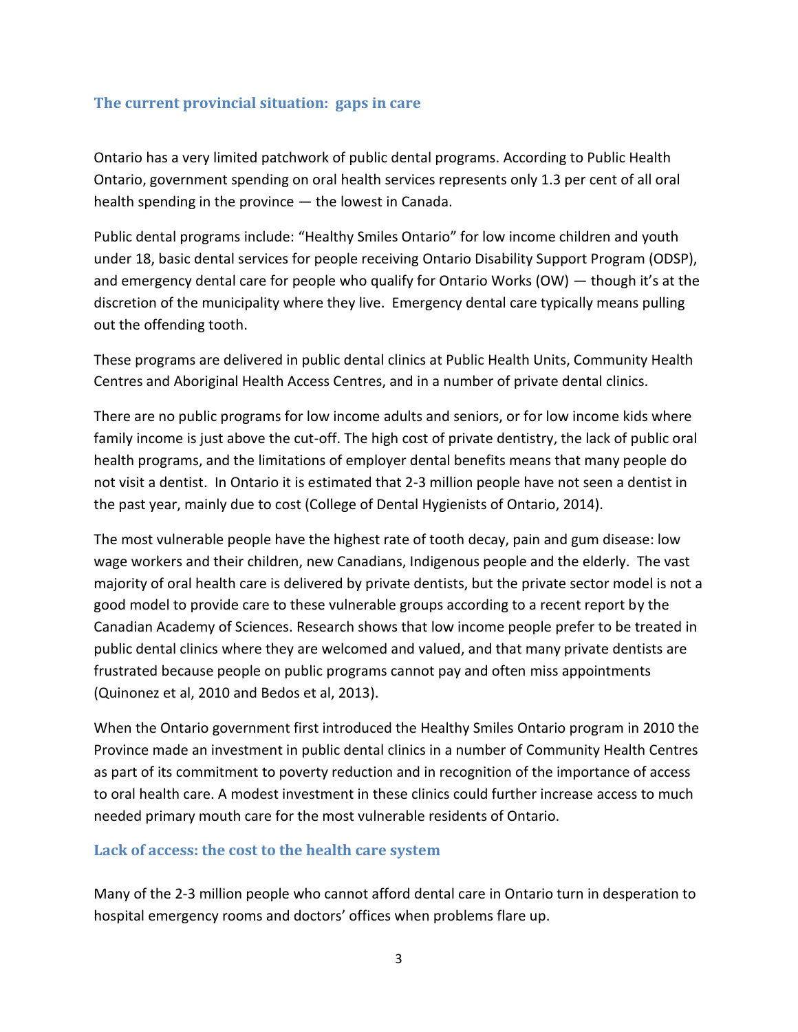## The current provincial situation: gaps in care

Ontario has a very limited patchwork of public dental programs. According to Public Health Ontario, government spending on oral health services represents only 1.3 per cent of all oral health spending in the province — the lowest in Canada.

Public dental programs include: "Healthy Smiles Ontario" for low income children and youth under 18, basic dental services for people receiving Ontario Disability Support Program (ODSP), and emergency dental care for people who qualify for Ontario Works (OW) — though it's at the discretion of the municipality where they live. Emergency dental care typically means pulling out the offending tooth.

These programs are delivered in public dental clinics at Public Health Units, Community Health Centres and Aboriginal Health Access Centres, and in a number of private dental clinics.

There are no public programs for low income adults and seniors, or for low income kids where family income is just above the cut-off. The high cost of private dentistry, the lack of public oral health programs, and the limitations of employer dental benefits means that many people do not visit a dentist. In Ontario it is estimated that 2-3 million people have not seen a dentist in the past year, mainly due to cost (College of Dental Hygienists of Ontario, 2014).

The most vulnerable people have the highest rate of tooth decay, pain and gum disease: low wage workers and their children, new Canadians, Indigenous people and the elderly. The vast majority of oral health care is delivered by private dentists, but the private sector model is not a good model to provide care to these vulnerable groups according to a recent report by the Canadian Academy of Sciences. Research shows that low income people prefer to be treated in public dental clinics where they are welcomed and valued, and that many private dentists are frustrated because people on public programs cannot pay and often miss appointments (Quinonez et al, 2010 and Bedos et al, 2013).

When the Ontario government first introduced the Healthy Smiles Ontario program in 2010 the Province made an investment in public dental clinics in a number of Community Health Centres as part of its commitment to poverty reduction and in recognition of the importance of access to oral health care. A modest investment in these clinics could further increase access to much needed primary mouth care for the most vulnerable residents of Ontario.

## Lack of access: the cost to the health care system

Many of the 2-3 million people who cannot afford dental care in Ontario turn in desperation to hospital emergency rooms and doctors' offices when problems flare up.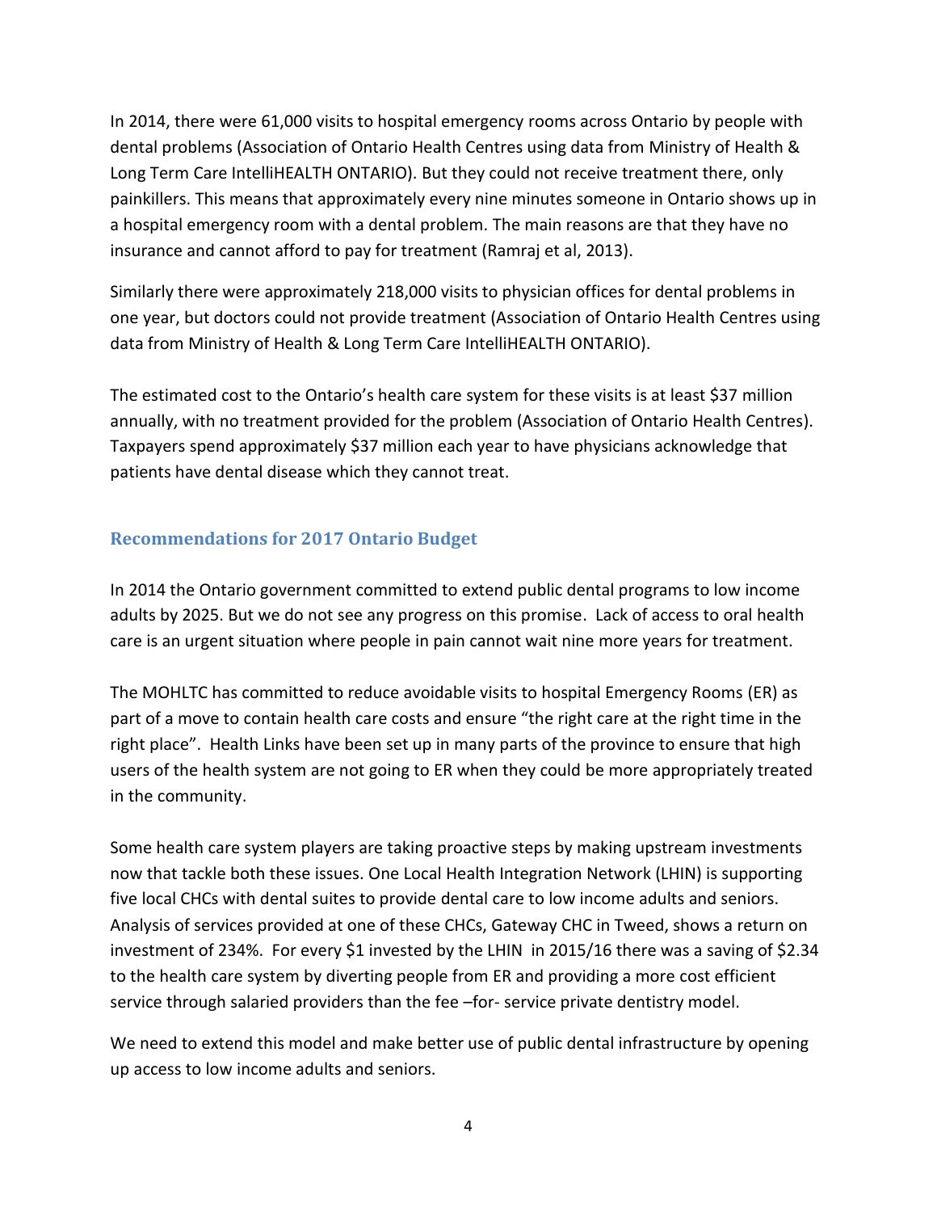In 2014, there were 61,000 visits to hospital emergency rooms across Ontario by people with dental problems (Association of Ontario Health Centres using data from Ministry of Health & Long Term Care IntelliHEALTH ONTARIO). But they could not receive treatment there, only painkillers. This means that approximately every nine minutes someone in Ontario shows up in a hospital emergency room with a dental problem. The main reasons are that they have no insurance and cannot afford to pay for treatment (Ramraj et al, 2013).

Similarly there were approximately 218,000 visits to physician offices for dental problems in one year, but doctors could not provide treatment (Association of Ontario Health Centres using data from Ministry of Health & Long Term Care IntelliHEALTH ONTARIO).

The estimated cost to the Ontario's health care system for these visits is at least $37 million annually, with no treatment provided for the problem (Association of Ontario Health Centres). Taxpayers spend approximately $37 million each year to have physicians acknowledge that patients have dental disease which they cannot treat.

## Recommendations for 2017 Ontario Budget

In 2014 the Ontario government committed to extend public dental programs to low income adults by 2025. But we do not see any progress on this promise. Lack of access to oral health care is an urgent situation where people in pain cannot wait nine more years for treatment.

The MOHLTC has committed to reduce avoidable visits to hospital Emergency Rooms (ER) as part of a move to contain health care costs and ensure "the right care at the right time in the right place". Health Links have been set up in many parts of the province to ensure that high users of the health system are not going to ER when they could be more appropriately treated in the community.

Some health care system players are taking proactive steps by making upstream investments now that tackle both these issues. One Local Health Integration Network (LHIN) is supporting five local CHCs with dental suites to provide dental care to low income adults and seniors. Analysis of services provided at one of these CHCs, Gateway CHC in Tweed, shows a return on investment of 234%. For every $1 invested by the LHIN in 2015/16 there was a saving of $2.34 to the health care system by diverting people from ER and providing a more cost efficient service through salaried providers than the fee –for- service private dentistry model.

We need to extend this model and make better use of public dental infrastructure by opening up access to low income adults and seniors.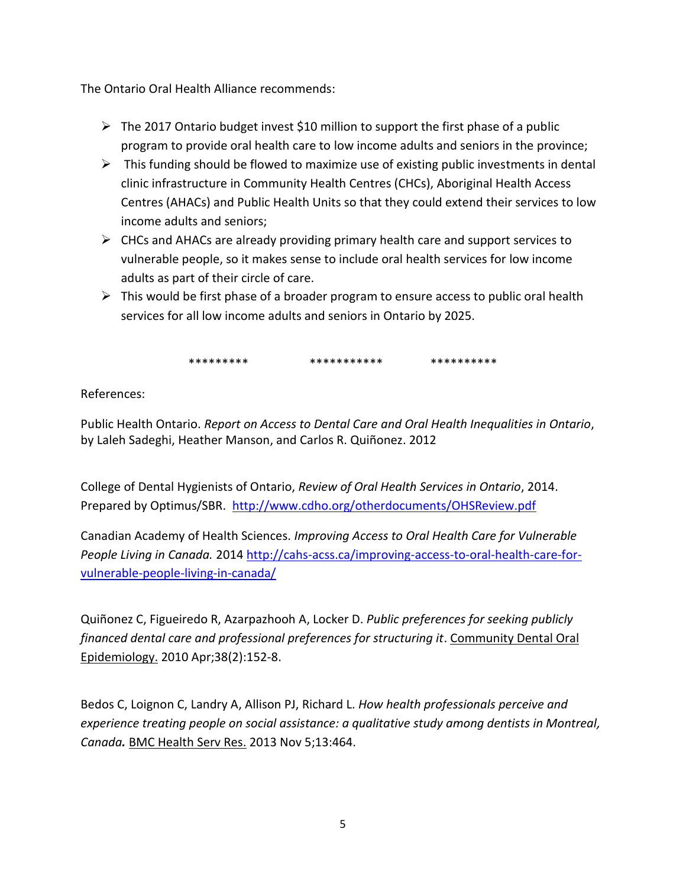The Ontario Oral Health Alliance recommends:

- The 2017 Ontario budget invest $10 million to support the first phase of a public program to provide oral health care to low income adults and seniors in the province;
- This funding should be flowed to maximize use of existing public investments in dental clinic infrastructure in Community Health Centres (CHCs), Aboriginal Health Access Centres (AHACs) and Public Health Units so that they could extend their services to low income adults and seniors;
- CHCs and AHACs are already providing primary health care and support services to vulnerable people, so it makes sense to include oral health services for low income adults as part of their circle of care.
- This would be first phase of a broader program to ensure access to public oral health services for all low income adults and seniors in Ontario by 2025.

********* *********** **********

References:

Public Health Ontario. *Report on Access to Dental Care and Oral Health Inequalities in Ontario*, by Laleh Sadeghi, Heather Manson, and Carlos R. Quiñonez. 2012

College of Dental Hygienists of Ontario, *Review of Oral Health Services in Ontario*, 2014. Prepared by Optimus/SBR. http://www.cdho.org/otherdocuments/OHSReview.pdf

Canadian Academy of Health Sciences. *Improving Access to Oral Health Care for Vulnerable People Living in Canada.* 2014 http://cahs-acss.ca/improving-access-to-oral-health-care-for-vulnerable-people-living-in-canada/

Quiñonez C, Figueiredo R, Azarpazhooh A, Locker D. *Public preferences for seeking publicly financed dental care and professional preferences for structuring it*. Community Dental Oral Epidemiology. 2010 Apr;38(2):152-8.

Bedos C, Loignon C, Landry A, Allison PJ, Richard L. *How health professionals perceive and experience treating people on social assistance: a qualitative study among dentists in Montreal, Canada.* BMC Health Serv Res. 2013 Nov 5;13:464.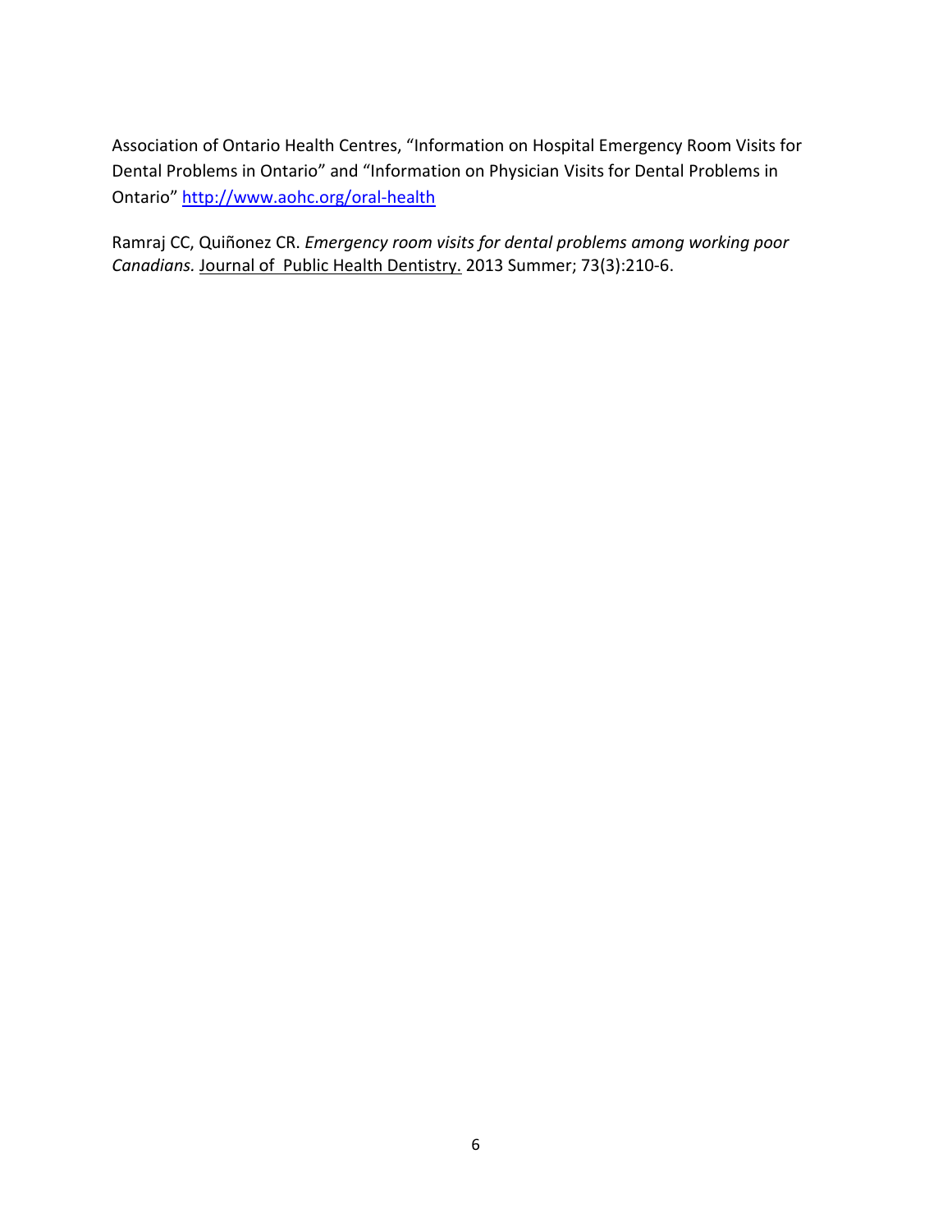Association of Ontario Health Centres, “Information on Hospital Emergency Room Visits for Dental Problems in Ontario” and “Information on Physician Visits for Dental Problems in Ontario” [http://www.aohc.org/oral-health](http://www.aohc.org/oral-health)

Ramraj CC, Quiñonez CR. *Emergency room visits for dental problems among working poor Canadians.* Journal of Public Health Dentistry. 2013 Summer; 73(3):210-6.